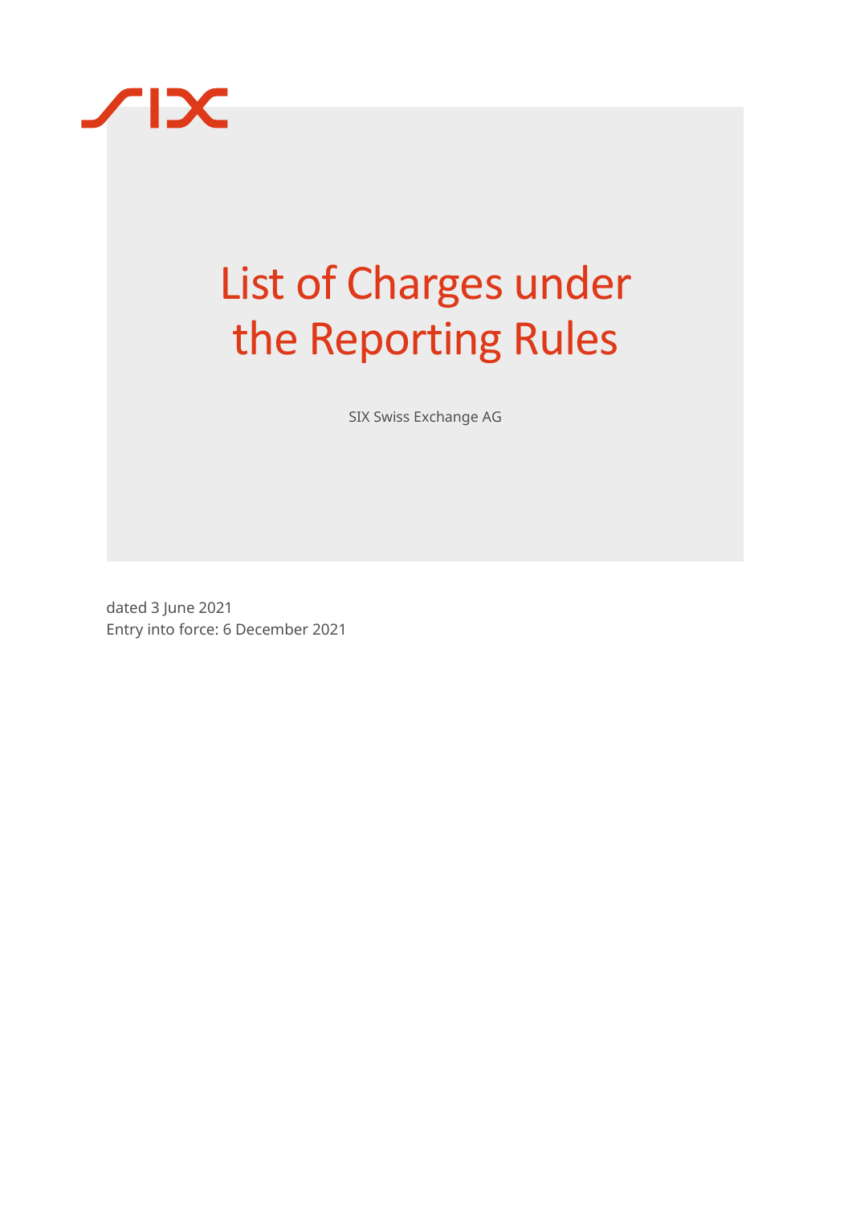# List of Charges under the Reporting Rules

SIX Swiss Exchange AG

dated 3 June 2021
Entry into force: 6 December 2021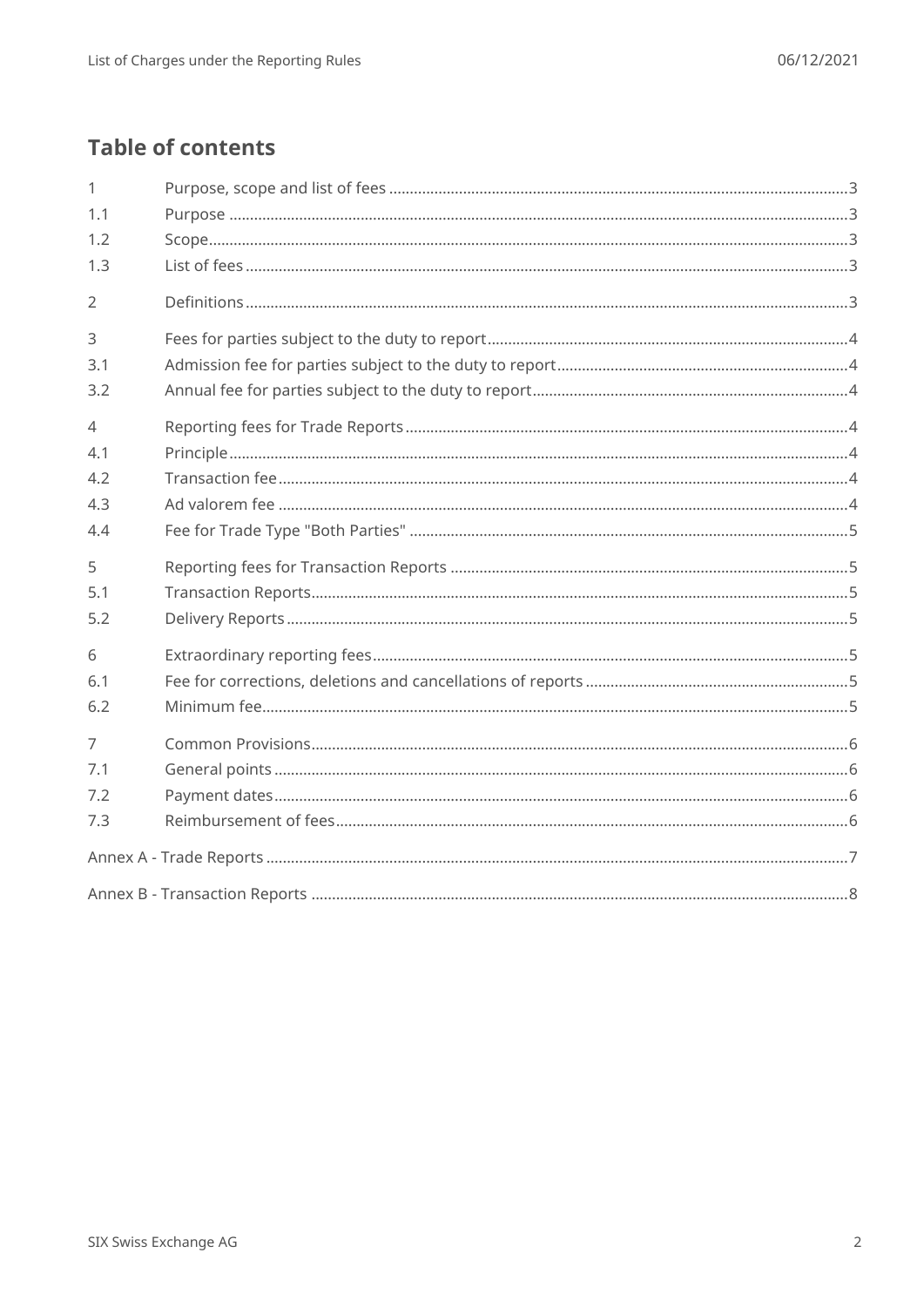## Table of contents

| | | |
|---|---|---|
| 1 | Purpose, scope and list of fees | 3 |
| 1.1 | Purpose | 3 |
| 1.2 | Scope | 3 |
| 1.3 | List of fees | 3 |
| 2 | Definitions | 3 |
| 3 | Fees for parties subject to the duty to report | 4 |
| 3.1 | Admission fee for parties subject to the duty to report | 4 |
| 3.2 | Annual fee for parties subject to the duty to report | 4 |
| 4 | Reporting fees for Trade Reports | 4 |
| 4.1 | Principle | 4 |
| 4.2 | Transaction fee | 4 |
| 4.3 | Ad valorem fee | 4 |
| 4.4 | Fee for Trade Type "Both Parties" | 5 |
| 5 | Reporting fees for Transaction Reports | 5 |
| 5.1 | Transaction Reports | 5 |
| 5.2 | Delivery Reports | 5 |
| 6 | Extraordinary reporting fees | 5 |
| 6.1 | Fee for corrections, deletions and cancellations of reports | 5 |
| 6.2 | Minimum fee | 5 |
| 7 | Common Provisions | 6 |
| 7.1 | General points | 6 |
| 7.2 | Payment dates | 6 |
| 7.3 | Reimbursement of fees | 6 |
| Annex A - Trade Reports | | 7 |
| Annex B - Transaction Reports | | 8 |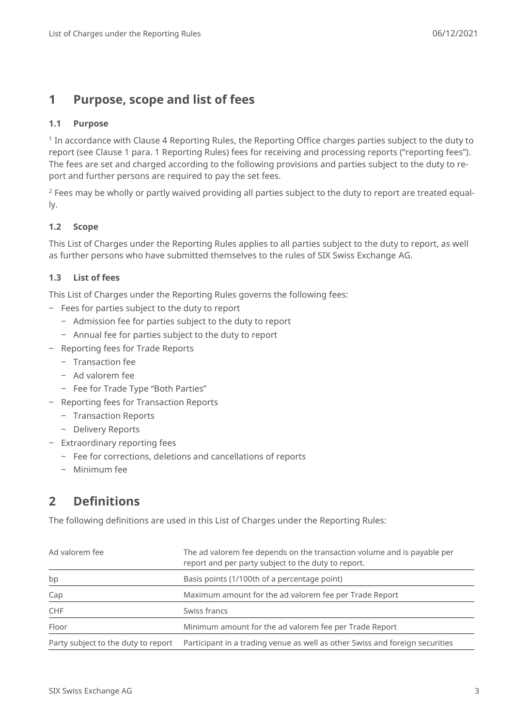# 1 Purpose, scope and list of fees

## 1.1 Purpose

[1] In accordance with Clause 4 Reporting Rules, the Reporting Office charges parties subject to the duty to report (see Clause 1 para. 1 Reporting Rules) fees for receiving and processing reports ("reporting fees"). The fees are set and charged according to the following provisions and parties subject to the duty to report and further persons are required to pay the set fees.

[2] Fees may be wholly or partly waived providing all parties subject to the duty to report are treated equally.

## 1.2 Scope

This List of Charges under the Reporting Rules applies to all parties subject to the duty to report, as well as further persons who have submitted themselves to the rules of SIX Swiss Exchange AG.

## 1.3 List of fees

This List of Charges under the Reporting Rules governs the following fees:

- Fees for parties subject to the duty to report
  - Admission fee for parties subject to the duty to report
  - Annual fee for parties subject to the duty to report
- Reporting fees for Trade Reports
  - Transaction fee
  - Ad valorem fee
  - Fee for Trade Type "Both Parties"
- Reporting fees for Transaction Reports
  - Transaction Reports
  - Delivery Reports
- Extraordinary reporting fees
  - Fee for corrections, deletions and cancellations of reports
  - Minimum fee

# 2 Definitions

The following definitions are used in this List of Charges under the Reporting Rules:

| | |
|---|---|
| Ad valorem fee | The ad valorem fee depends on the transaction volume and is payable per report and per party subject to the duty to report. |
| bp | Basis points (1/100th of a percentage point) |
| Cap | Maximum amount for the ad valorem fee per Trade Report |
| CHF | Swiss francs |
| Floor | Minimum amount for the ad valorem fee per Trade Report |
| Party subject to the duty to report | Participant in a trading venue as well as other Swiss and foreign securities |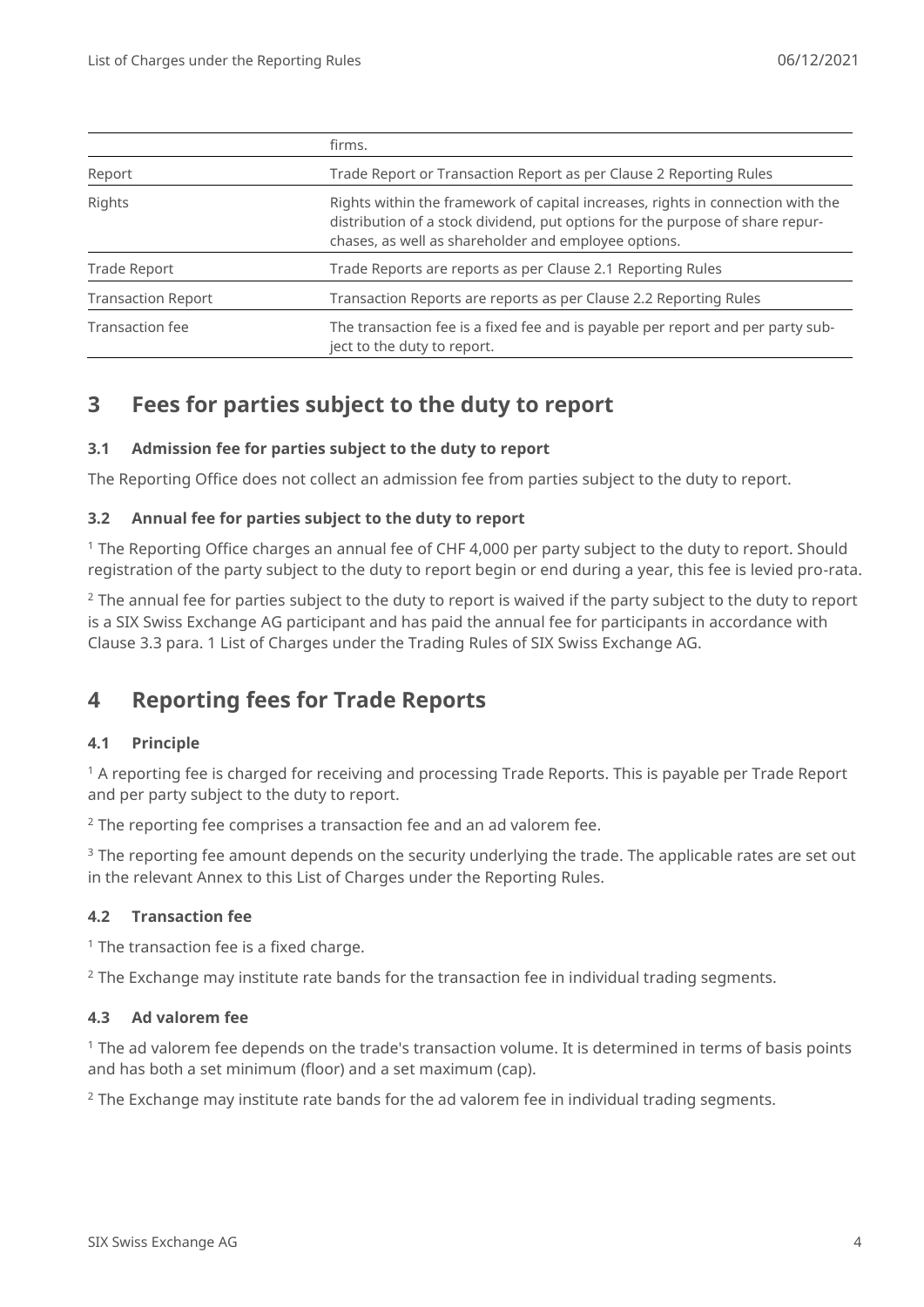| | |
|---|---|
| | firms. |
| Report | Trade Report or Transaction Report as per Clause 2 Reporting Rules |
| Rights | Rights within the framework of capital increases, rights in connection with the distribution of a stock dividend, put options for the purpose of share repurchases, as well as shareholder and employee options. |
| Trade Report | Trade Reports are reports as per Clause 2.1 Reporting Rules |
| Transaction Report | Transaction Reports are reports as per Clause 2.2 Reporting Rules |
| Transaction fee | The transaction fee is a fixed fee and is payable per report and per party subject to the duty to report. |

# 3 Fees for parties subject to the duty to report

### 3.1 Admission fee for parties subject to the duty to report

The Reporting Office does not collect an admission fee from parties subject to the duty to report.

### 3.2 Annual fee for parties subject to the duty to report

[1] The Reporting Office charges an annual fee of CHF 4,000 per party subject to the duty to report. Should registration of the party subject to the duty to report begin or end during a year, this fee is levied pro-rata.

[2] The annual fee for parties subject to the duty to report is waived if the party subject to the duty to report is a SIX Swiss Exchange AG participant and has paid the annual fee for participants in accordance with Clause 3.3 para. 1 List of Charges under the Trading Rules of SIX Swiss Exchange AG.

# 4 Reporting fees for Trade Reports

### 4.1 Principle

[1] A reporting fee is charged for receiving and processing Trade Reports. This is payable per Trade Report and per party subject to the duty to report.

[2] The reporting fee comprises a transaction fee and an ad valorem fee.

[3] The reporting fee amount depends on the security underlying the trade. The applicable rates are set out in the relevant Annex to this List of Charges under the Reporting Rules.

### 4.2 Transaction fee

[1] The transaction fee is a fixed charge.

[2] The Exchange may institute rate bands for the transaction fee in individual trading segments.

### 4.3 Ad valorem fee

[1] The ad valorem fee depends on the trade's transaction volume. It is determined in terms of basis points and has both a set minimum (floor) and a set maximum (cap).

[2] The Exchange may institute rate bands for the ad valorem fee in individual trading segments.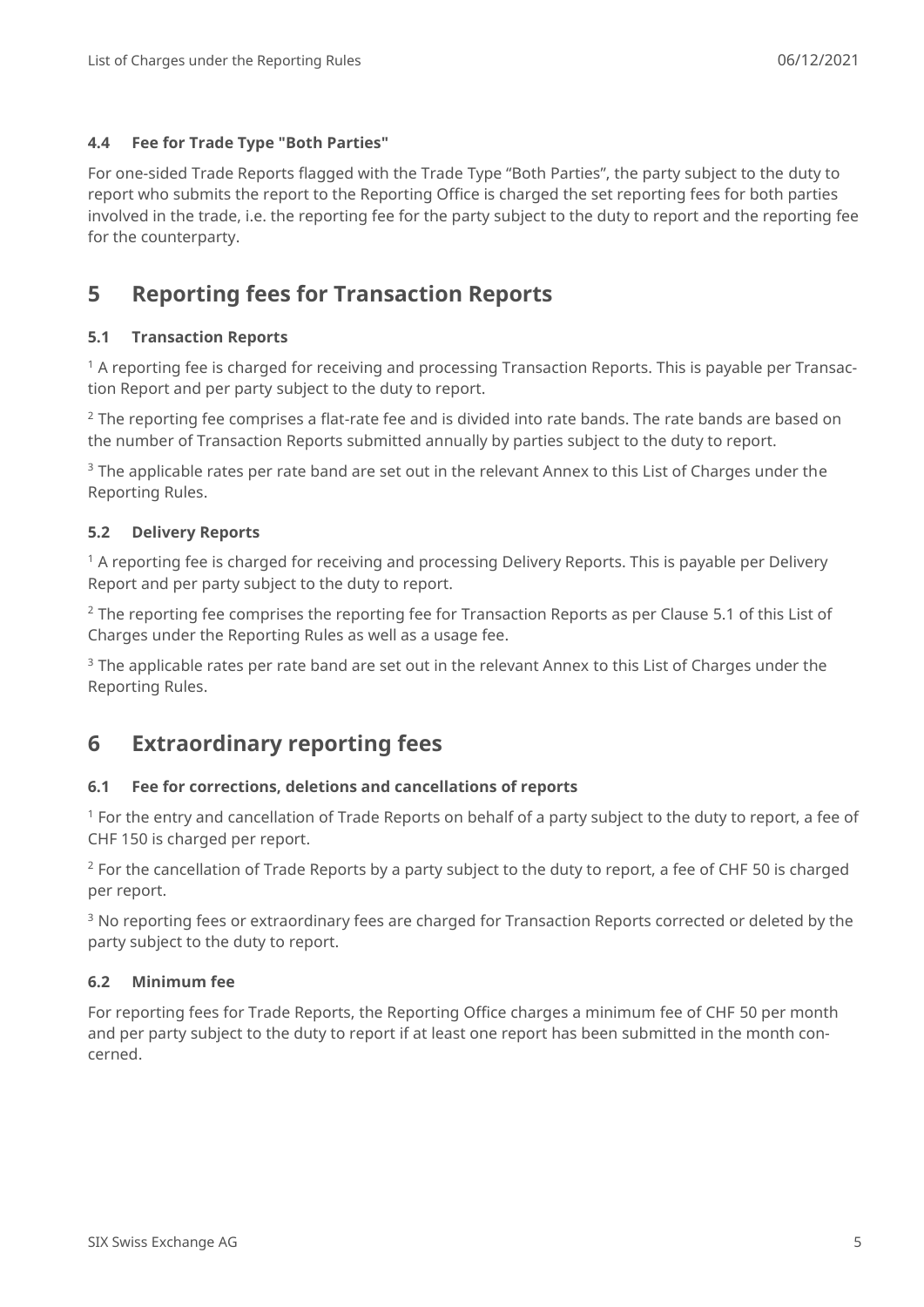### 4.4 Fee for Trade Type "Both Parties"

For one-sided Trade Reports flagged with the Trade Type “Both Parties”, the party subject to the duty to report who submits the report to the Reporting Office is charged the set reporting fees for both parties involved in the trade, i.e. the reporting fee for the party subject to the duty to report and the reporting fee for the counterparty.

## 5 Reporting fees for Transaction Reports

### 5.1 Transaction Reports

[1] A reporting fee is charged for receiving and processing Transaction Reports. This is payable per Transaction Report and per party subject to the duty to report.

[2] The reporting fee comprises a flat-rate fee and is divided into rate bands. The rate bands are based on the number of Transaction Reports submitted annually by parties subject to the duty to report.

[3] The applicable rates per rate band are set out in the relevant Annex to this List of Charges under the Reporting Rules.

### 5.2 Delivery Reports

[1] A reporting fee is charged for receiving and processing Delivery Reports. This is payable per Delivery Report and per party subject to the duty to report.

[2] The reporting fee comprises the reporting fee for Transaction Reports as per Clause 5.1 of this List of Charges under the Reporting Rules as well as a usage fee.

[3] The applicable rates per rate band are set out in the relevant Annex to this List of Charges under the Reporting Rules.

## 6 Extraordinary reporting fees

### 6.1 Fee for corrections, deletions and cancellations of reports

[1] For the entry and cancellation of Trade Reports on behalf of a party subject to the duty to report, a fee of CHF 150 is charged per report.

[2] For the cancellation of Trade Reports by a party subject to the duty to report, a fee of CHF 50 is charged per report.

[3] No reporting fees or extraordinary fees are charged for Transaction Reports corrected or deleted by the party subject to the duty to report.

### 6.2 Minimum fee

For reporting fees for Trade Reports, the Reporting Office charges a minimum fee of CHF 50 per month and per party subject to the duty to report if at least one report has been submitted in the month concerned.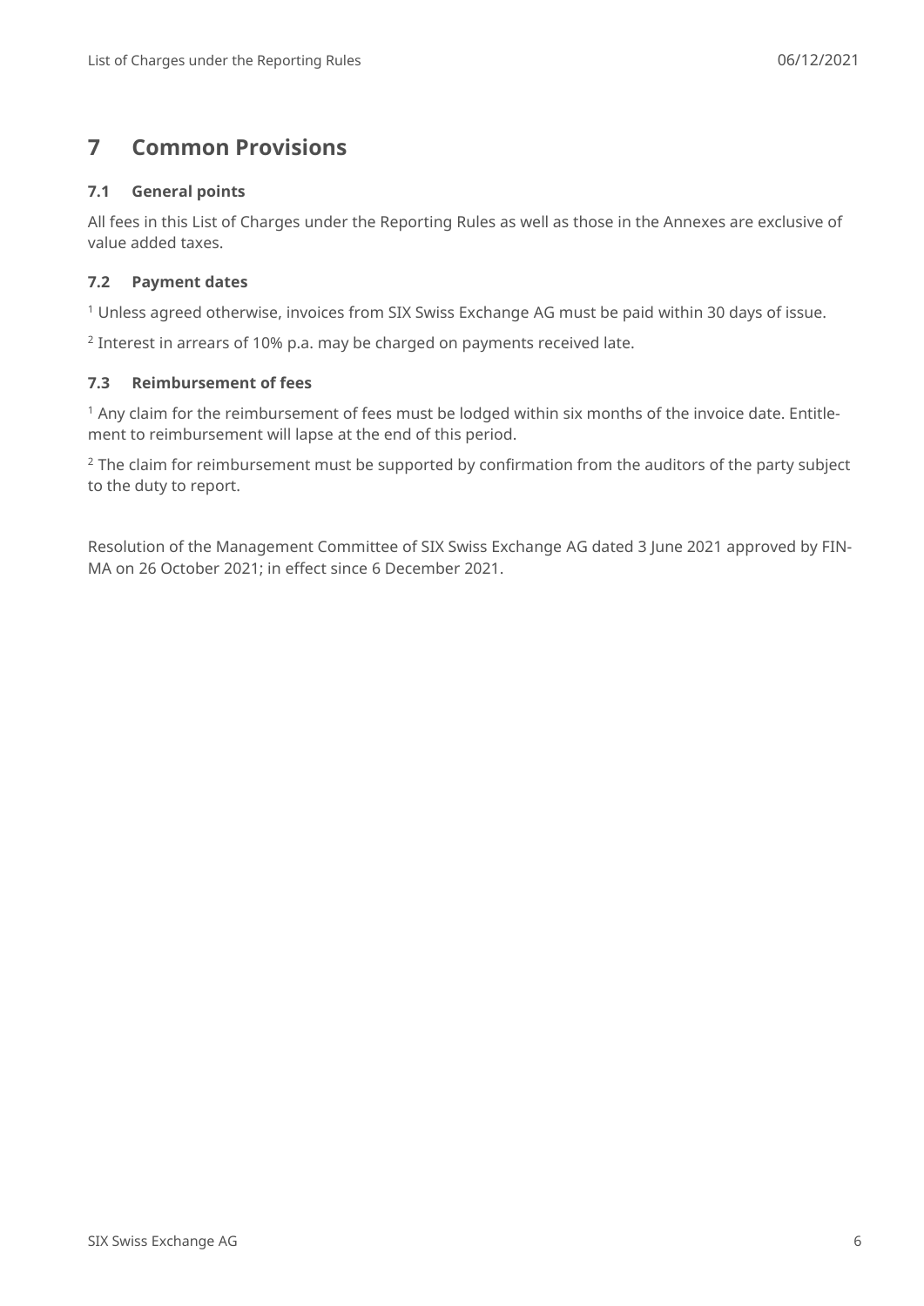# 7 Common Provisions

## 7.1 General points

All fees in this List of Charges under the Reporting Rules as well as those in the Annexes are exclusive of value added taxes.

## 7.2 Payment dates

[1] Unless agreed otherwise, invoices from SIX Swiss Exchange AG must be paid within 30 days of issue.

[2] Interest in arrears of 10% p.a. may be charged on payments received late.

## 7.3 Reimbursement of fees

[1] Any claim for the reimbursement of fees must be lodged within six months of the invoice date. Entitlement to reimbursement will lapse at the end of this period.

[2] The claim for reimbursement must be supported by confirmation from the auditors of the party subject to the duty to report.

Resolution of the Management Committee of SIX Swiss Exchange AG dated 3 June 2021 approved by FINMA on 26 October 2021; in effect since 6 December 2021.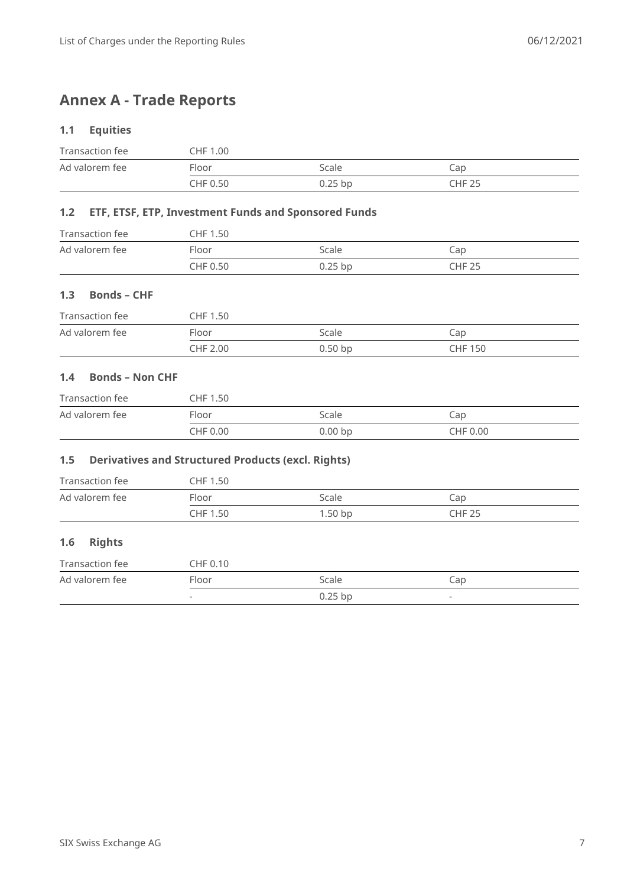## Annex A - Trade Reports

### 1.1 Equities

| Transaction fee | CHF 1.00 | | |
|---|---|---|---|
| Ad valorem fee | Floor | Scale | Cap |
| | CHF 0.50 | 0.25 bp | CHF 25 |

### 1.2 ETF, ETSF, ETP, Investment Funds and Sponsored Funds

| Transaction fee | CHF 1.50 | | |
|---|---|---|---|
| Ad valorem fee | Floor | Scale | Cap |
| | CHF 0.50 | 0.25 bp | CHF 25 |

### 1.3 Bonds – CHF

| Transaction fee | CHF 1.50 | | |
|---|---|---|---|
| Ad valorem fee | Floor | Scale | Cap |
| | CHF 2.00 | 0.50 bp | CHF 150 |

### 1.4 Bonds – Non CHF

| Transaction fee | CHF 1.50 | | |
|---|---|---|---|
| Ad valorem fee | Floor | Scale | Cap |
| | CHF 0.00 | 0.00 bp | CHF 0.00 |

### 1.5 Derivatives and Structured Products (excl. Rights)

| Transaction fee | CHF 1.50 | | |
|---|---|---|---|
| Ad valorem fee | Floor | Scale | Cap |
| | CHF 1.50 | 1.50 bp | CHF 25 |

### 1.6 Rights

| Transaction fee | CHF 0.10 | | |
|---|---|---|---|
| Ad valorem fee | Floor | Scale | Cap |
| | - | 0.25 bp | - |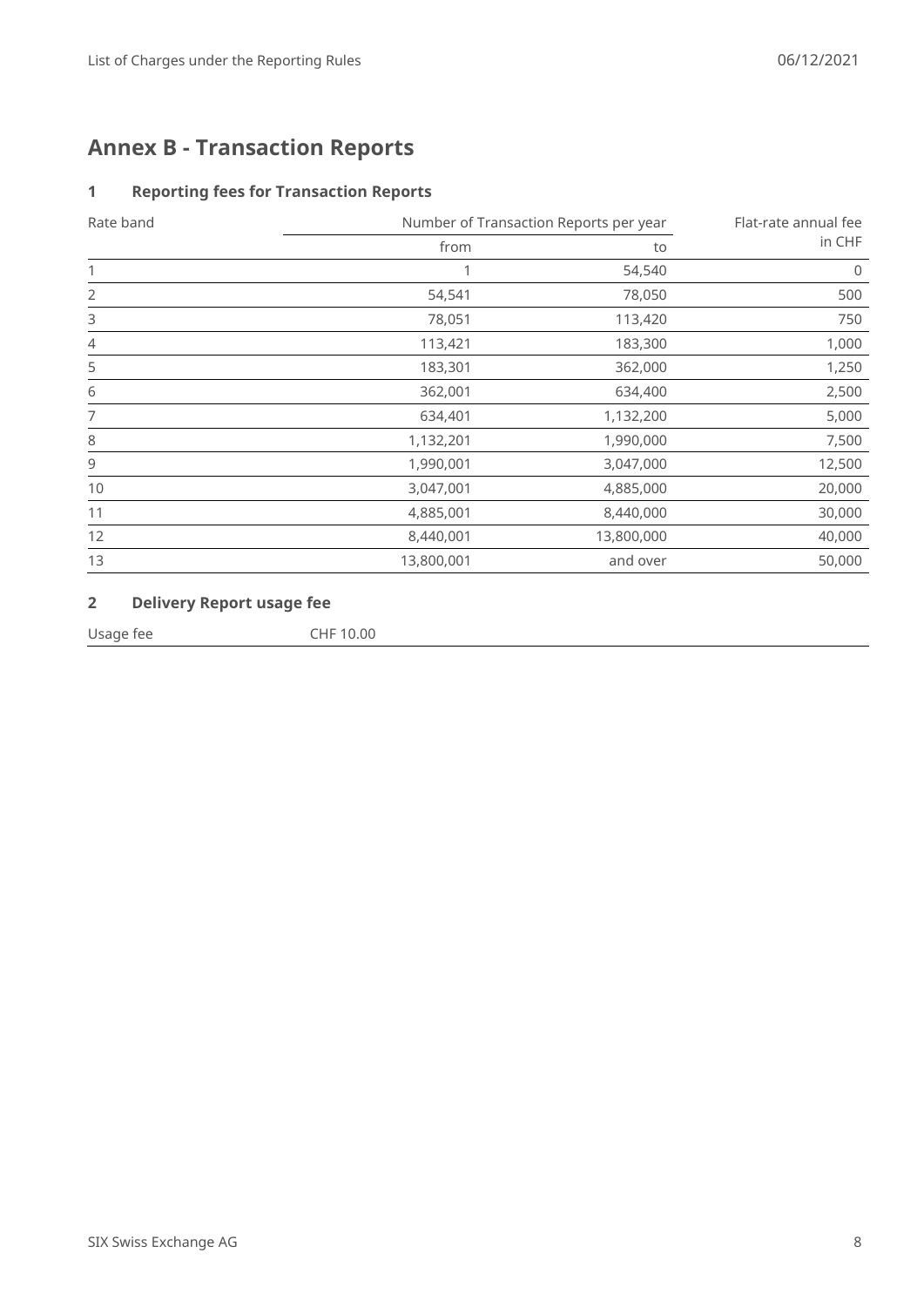# Annex B - Transaction Reports

## 1 Reporting fees for Transaction Reports

| Rate band | Number of Transaction Reports per year | | Flat-rate annual fee in CHF |
|---|---|---|---|
| | from | to | |
| 1 | 1 | 54,540 | 0 |
| 2 | 54,541 | 78,050 | 500 |
| 3 | 78,051 | 113,420 | 750 |
| 4 | 113,421 | 183,300 | 1,000 |
| 5 | 183,301 | 362,000 | 1,250 |
| 6 | 362,001 | 634,400 | 2,500 |
| 7 | 634,401 | 1,132,200 | 5,000 |
| 8 | 1,132,201 | 1,990,000 | 7,500 |
| 9 | 1,990,001 | 3,047,000 | 12,500 |
| 10 | 3,047,001 | 4,885,000 | 20,000 |
| 11 | 4,885,001 | 8,440,000 | 30,000 |
| 12 | 8,440,001 | 13,800,000 | 40,000 |
| 13 | 13,800,001 | and over | 50,000 |

## 2 Delivery Report usage fee

| | |
|---|---|
| Usage fee | CHF 10.00 |